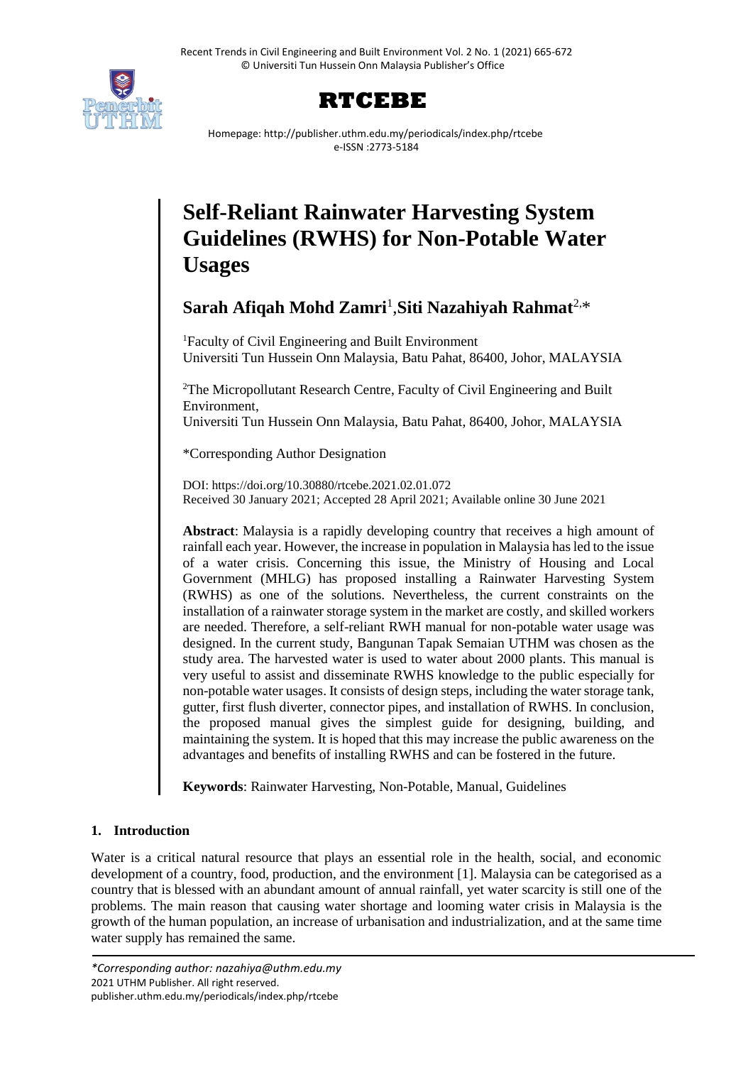# Self-Reliant Rainwater Harvesting System Guidelines (RWHS) for Non-Potable Water Usages

**Sarah Afiqah Mohd Zamri**[1],**Siti Nazahiyah Rahmat**[2,*]

[1]Faculty of Civil Engineering and Built Environment
Universiti Tun Hussein Onn Malaysia, Batu Pahat, 86400, Johor, MALAYSIA

[2]The Micropollutant Research Centre, Faculty of Civil Engineering and Built Environment,
Universiti Tun Hussein Onn Malaysia, Batu Pahat, 86400, Johor, MALAYSIA

*Corresponding Author Designation

DOI: https://doi.org/10.30880/rtcebe.2021.02.01.072
Received 30 January 2021; Accepted 28 April 2021; Available online 30 June 2021

**Abstract**: Malaysia is a rapidly developing country that receives a high amount of rainfall each year. However, the increase in population in Malaysia has led to the issue of a water crisis. Concerning this issue, the Ministry of Housing and Local Government (MHLG) has proposed installing a Rainwater Harvesting System (RWHS) as one of the solutions. Nevertheless, the current constraints on the installation of a rainwater storage system in the market are costly, and skilled workers are needed. Therefore, a self-reliant RWH manual for non-potable water usage was designed. In the current study, Bangunan Tapak Semaian UTHM was chosen as the study area. The harvested water is used to water about 2000 plants. This manual is very useful to assist and disseminate RWHS knowledge to the public especially for non-potable water usages. It consists of design steps, including the water storage tank, gutter, first flush diverter, connector pipes, and installation of RWHS. In conclusion, the proposed manual gives the simplest guide for designing, building, and maintaining the system. It is hoped that this may increase the public awareness on the advantages and benefits of installing RWHS and can be fostered in the future.

**Keywords**: Rainwater Harvesting, Non-Potable, Manual, Guidelines

## 1. Introduction

Water is a critical natural resource that plays an essential role in the health, social, and economic development of a country, food, production, and the environment [1]. Malaysia can be categorised as a country that is blessed with an abundant amount of annual rainfall, yet water scarcity is still one of the problems. The main reason that causing water shortage and looming water crisis in Malaysia is the growth of the human population, an increase of urbanisation and industrialization, and at the same time water supply has remained the same.

*\*Corresponding author: nazahiya@uthm.edu.my*
2021 UTHM Publisher. All right reserved.
publisher.uthm.edu.my/periodicals/index.php/rtcebe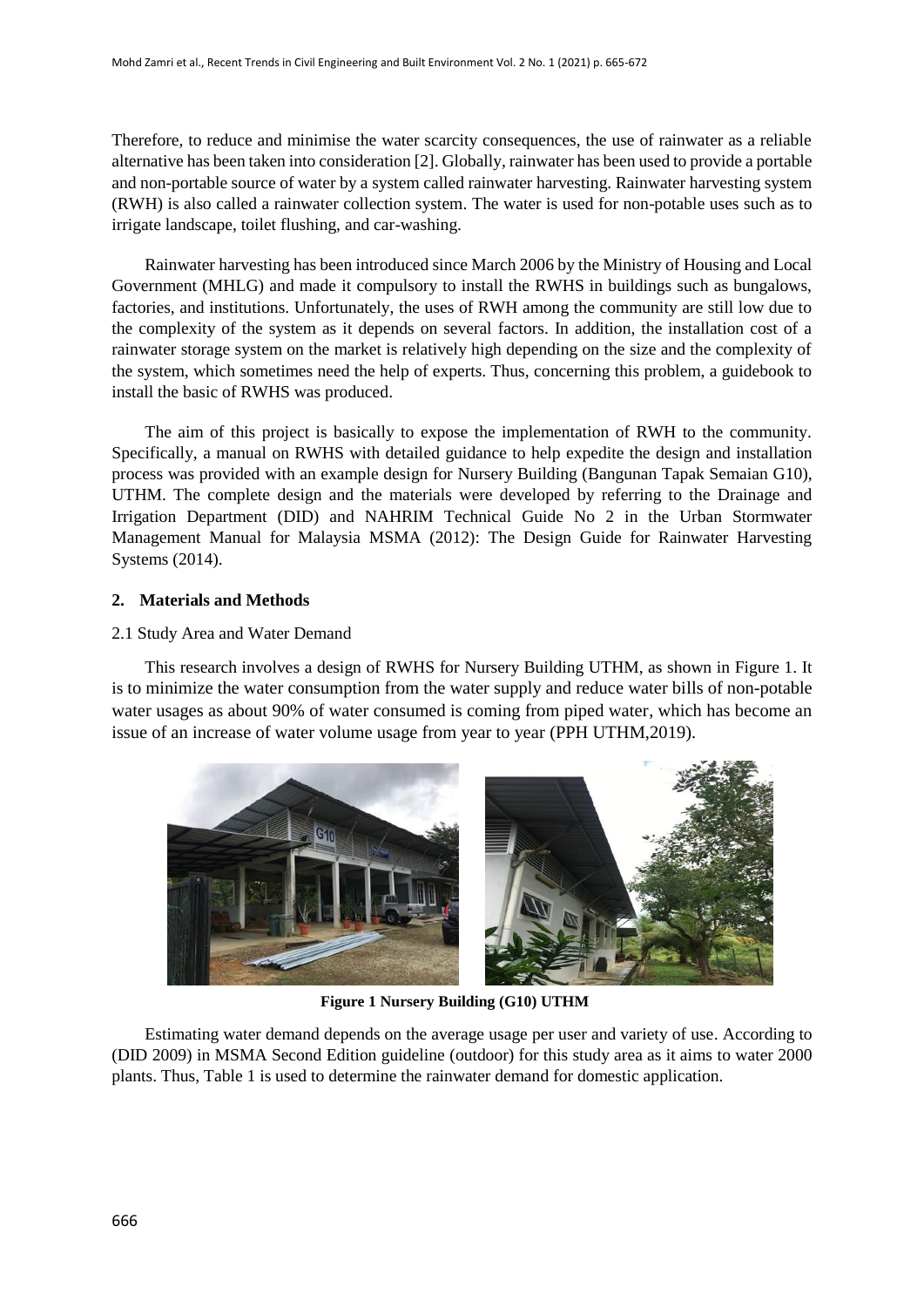Therefore, to reduce and minimise the water scarcity consequences, the use of rainwater as a reliable alternative has been taken into consideration [2]. Globally, rainwater has been used to provide a portable and non-portable source of water by a system called rainwater harvesting. Rainwater harvesting system (RWH) is also called a rainwater collection system. The water is used for non-potable uses such as to irrigate landscape, toilet flushing, and car-washing.

Rainwater harvesting has been introduced since March 2006 by the Ministry of Housing and Local Government (MHLG) and made it compulsory to install the RWHS in buildings such as bungalows, factories, and institutions. Unfortunately, the uses of RWH among the community are still low due to the complexity of the system as it depends on several factors. In addition, the installation cost of a rainwater storage system on the market is relatively high depending on the size and the complexity of the system, which sometimes need the help of experts. Thus, concerning this problem, a guidebook to install the basic of RWHS was produced.

The aim of this project is basically to expose the implementation of RWH to the community. Specifically, a manual on RWHS with detailed guidance to help expedite the design and installation process was provided with an example design for Nursery Building (Bangunan Tapak Semaian G10), UTHM. The complete design and the materials were developed by referring to the Drainage and Irrigation Department (DID) and NAHRIM Technical Guide No 2 in the Urban Stormwater Management Manual for Malaysia MSMA (2012): The Design Guide for Rainwater Harvesting Systems (2014).

## 2. Materials and Methods

### 2.1 Study Area and Water Demand

This research involves a design of RWHS for Nursery Building UTHM, as shown in Figure 1. It is to minimize the water consumption from the water supply and reduce water bills of non-potable water usages as about 90% of water consumed is coming from piped water, which has become an issue of an increase of water volume usage from year to year (PPH UTHM,2019).

**Figure 1 Nursery Building (G10) UTHM**

Estimating water demand depends on the average usage per user and variety of use. According to (DID 2009) in MSMA Second Edition guideline (outdoor) for this study area as it aims to water 2000 plants. Thus, Table 1 is used to determine the rainwater demand for domestic application.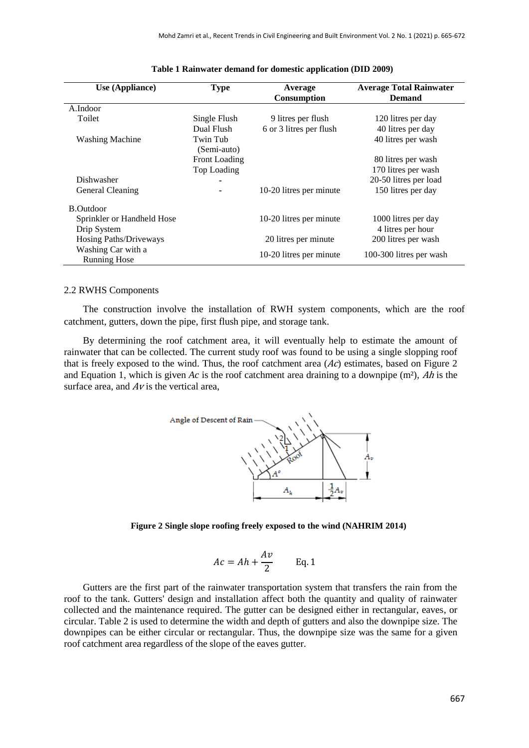**Table 1 Rainwater demand for domestic application (DID 2009)**

| Use (Appliance) | Type | Average Consumption | Average Total Rainwater Demand |
|---|---|---|---|
| A.Indoor | | | |
| Toilet | Single Flush | 9 litres per flush | 120 litres per day |
| | Dual Flush | 6 or 3 litres per flush | 40 litres per day |
| Washing Machine | Twin Tub (Semi-auto) | | 40 litres per wash |
| | Front Loading | | 80 litres per wash |
| | Top Loading | | 170 litres per wash |
| Dishwasher | - | | 20-50 litres per load |
| General Cleaning | - | 10-20 litres per minute | 150 litres per day |
| B.Outdoor | | | |
| Sprinkler or Handheld Hose | | 10-20 litres per minute | 1000 litres per day |
| Drip System | | | 4 litres per hour |
| Hosing Paths/Driveways | | 20 litres per minute | 200 litres per wash |
| Washing Car with a Running Hose | | 10-20 litres per minute | 100-300 litres per wash |

### 2.2 RWHS Components

The construction involve the installation of RWH system components, which are the roof catchment, gutters, down the pipe, first flush pipe, and storage tank.

By determining the roof catchment area, it will eventually help to estimate the amount of rainwater that can be collected. The current study roof was found to be using a single slopping roof that is freely exposed to the wind. Thus, the roof catchment area (*Ac*) estimates, based on Figure 2 and Equation 1, which is given *Ac* is the roof catchment area draining to a downpipe (m²), *Ah* is the surface area, and *Av* is the vertical area,

**Figure 2 Single slope roofing freely exposed to the wind (NAHRIM 2014)**

$$Ac = Ah + \frac{Av}{2} \qquad \text{Eq. 1}$$

Gutters are the first part of the rainwater transportation system that transfers the rain from the roof to the tank. Gutters' design and installation affect both the quantity and quality of rainwater collected and the maintenance required. The gutter can be designed either in rectangular, eaves, or circular. Table 2 is used to determine the width and depth of gutters and also the downpipe size. The downpipes can be either circular or rectangular. Thus, the downpipe size was the same for a given roof catchment area regardless of the slope of the eaves gutter.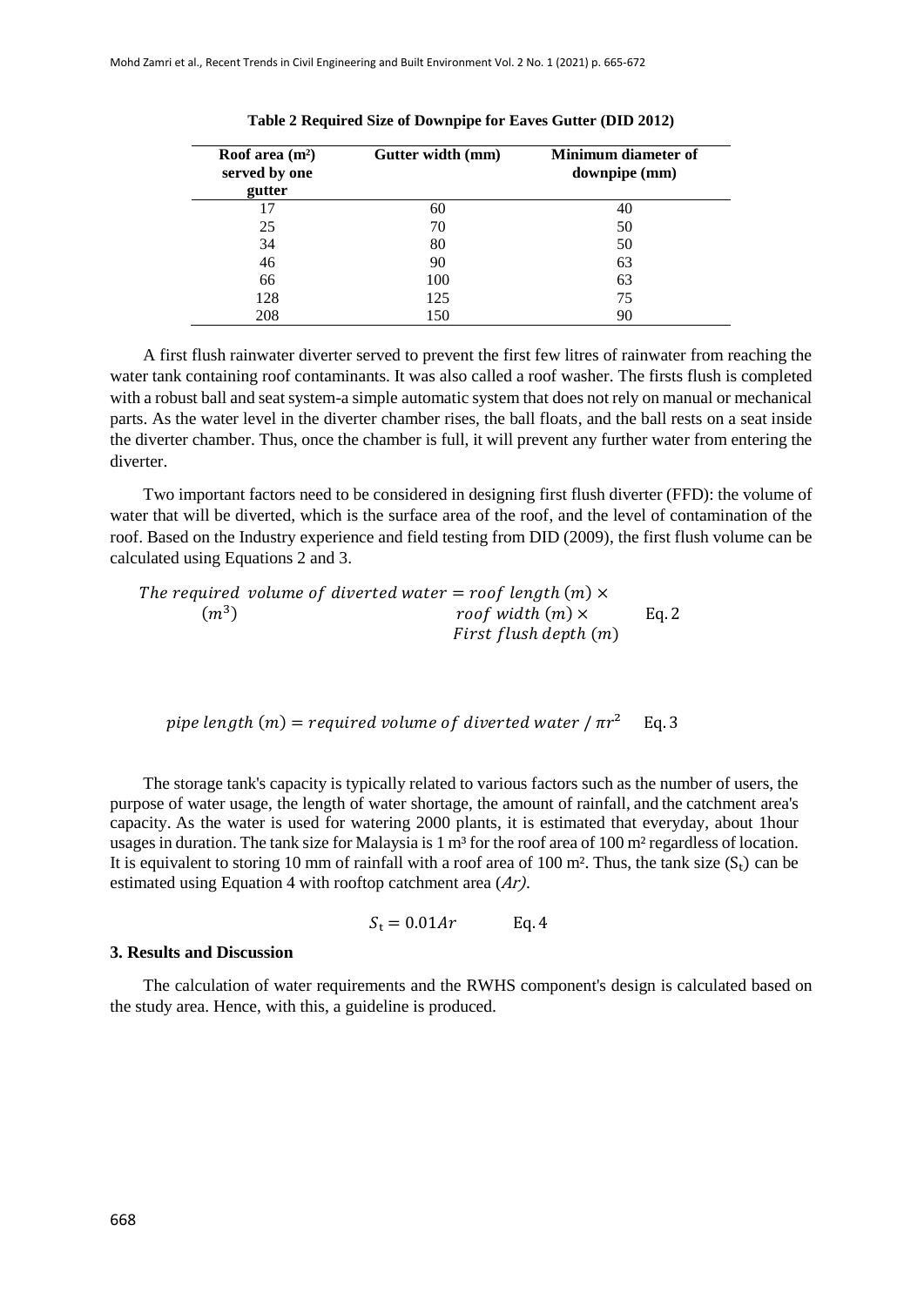**Table 2 Required Size of Downpipe for Eaves Gutter (DID 2012)**

| Roof area ($m^2$) served by one gutter | Gutter width (mm) | Minimum diameter of downpipe (mm) |
|---|---|---|
| 17 | 60 | 40 |
| 25 | 70 | 50 |
| 34 | 80 | 50 |
| 46 | 90 | 63 |
| 66 | 100 | 63 |
| 128 | 125 | 75 |
| 208 | 150 | 90 |

A first flush rainwater diverter served to prevent the first few litres of rainwater from reaching the water tank containing roof contaminants. It was also called a roof washer. The firsts flush is completed with a robust ball and seat system-a simple automatic system that does not rely on manual or mechanical parts. As the water level in the diverter chamber rises, the ball floats, and the ball rests on a seat inside the diverter chamber. Thus, once the chamber is full, it will prevent any further water from entering the diverter.

Two important factors need to be considered in designing first flush diverter (FFD): the volume of water that will be diverted, which is the surface area of the roof, and the level of contamination of the roof. Based on the Industry experience and field testing from DID (2009), the first flush volume can be calculated using Equations 2 and 3.

$$\text{The required volume of diverted water } (m^3) = \text{roof length } (m) \times \text{roof width } (m) \times \text{First flush depth } (m) \qquad \text{Eq. 2}$$

$$\text{pipe length } (m) = \text{required volume of diverted water} / \pi r^2 \qquad \text{Eq. 3}$$

The storage tank's capacity is typically related to various factors such as the number of users, the purpose of water usage, the length of water shortage, the amount of rainfall, and the catchment area's capacity. As the water is used for watering 2000 plants, it is estimated that everyday, about 1hour usages in duration. The tank size for Malaysia is 1 $m^3$ for the roof area of 100 $m^2$ regardless of location. It is equivalent to storing 10 mm of rainfall with a roof area of 100 $m^2$. Thus, the tank size ($S_t$) can be estimated using Equation 4 with rooftop catchment area ($Ar$).

$$S_t = 0.01Ar \qquad \text{Eq. 4}$$

## 3. Results and Discussion

The calculation of water requirements and the RWHS component's design is calculated based on the study area. Hence, with this, a guideline is produced.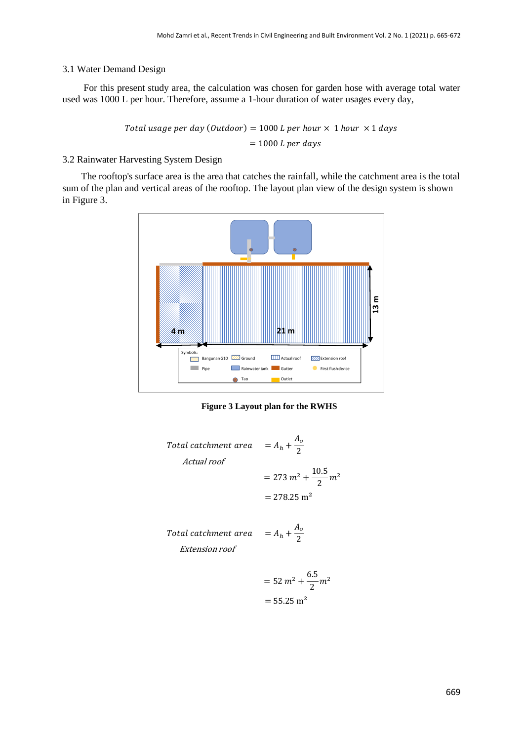### 3.1 Water Demand Design

For this present study area, the calculation was chosen for garden hose with average total water used was 1000 L per hour. Therefore, assume a 1-hour duration of water usages every day,

$$Total\ usage\ per\ day\ (Outdoor) = 1000\ L\ per\ hour \times\ 1\ hour\ \times 1\ days$$
$$= 1000\ L\ per\ days$$

### 3.2 Rainwater Harvesting System Design

The rooftop's surface area is the area that catches the rainfall, while the catchment area is the total sum of the plan and vertical areas of the rooftop. The layout plan view of the design system is shown in Figure 3.

**Figure 3 Layout plan for the RWHS**

$$Total\ catchment\ area\ \ Actual\ roof = A_h + \frac{A_v}{2}$$
$$= 273\ m^2 + \frac{10.5}{2} m^2$$
$$= 278.25\ \mathrm{m}^2$$

$$Total\ catchment\ area\ \ Extension\ roof = A_h + \frac{A_v}{2}$$
$$= 52\ m^2 + \frac{6.5}{2} m^2$$
$$= 55.25\ \mathrm{m}^2$$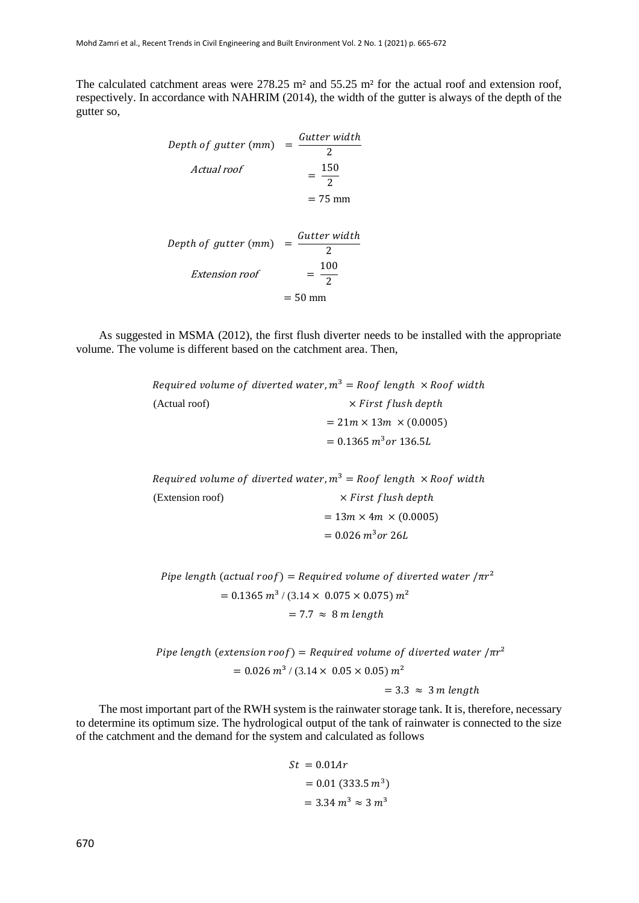The calculated catchment areas were 278.25 m² and 55.25 m² for the actual roof and extension roof, respectively. In accordance with NAHRIM (2014), the width of the gutter is always of the depth of the gutter so,

$$
\begin{aligned}
\textit{Depth of gutter (mm)} &= \frac{\textit{Gutter width}}{2} \\
\textit{Actual roof} \quad &= \frac{150}{2} \\
&= 75 \text{ mm}
\end{aligned}
$$

$$
\begin{aligned}
\textit{Depth of gutter (mm)} &= \frac{\textit{Gutter width}}{2} \\
\textit{Extension roof} \quad &= \frac{100}{2} \\
&= 50 \text{ mm}
\end{aligned}
$$

As suggested in MSMA (2012), the first flush diverter needs to be installed with the appropriate volume. The volume is different based on the catchment area. Then,

$$
\begin{aligned}
\textit{Required volume of diverted water}, m^3 &= \textit{Roof length} \times \textit{Roof width} \\
\text{(Actual roof)} \quad &\times \textit{First flush depth} \\
&= 21m \times 13m \times (0.0005) \\
&= 0.1365\, m^3 \textit{ or } 136.5L
\end{aligned}
$$

$$
\begin{aligned}
\textit{Required volume of diverted water}, m^3 &= \textit{Roof length} \times \textit{Roof width} \\
\text{(Extension roof)} \quad &\times \textit{First flush depth} \\
&= 13m \times 4m \times (0.0005) \\
&= 0.026\, m^3 \textit{ or } 26L
\end{aligned}
$$

$$
\begin{aligned}
\textit{Pipe length (actual roof)} &= \textit{Required volume of diverted water} / \pi r^2 \\
&= 0.1365\, m^3 / (3.14 \times 0.075 \times 0.075)\, m^2 \\
&= 7.7 \approx 8\, m \textit{ length}
\end{aligned}
$$

$$
\begin{aligned}
\textit{Pipe length (extension roof)} &= \textit{Required volume of diverted water} / \pi r^2 \\
&= 0.026\, m^3 / (3.14 \times 0.05 \times 0.05)\, m^2 \\
&= 3.3 \approx 3\, m \textit{ length}
\end{aligned}
$$

The most important part of the RWH system is the rainwater storage tank. It is, therefore, necessary to determine its optimum size. The hydrological output of the tank of rainwater is connected to the size of the catchment and the demand for the system and calculated as follows

$$
\begin{aligned}
St &= 0.01Ar \\
&= 0.01\,(333.5\, m^3) \\
&= 3.34\, m^3 \approx 3\, m^3
\end{aligned}
$$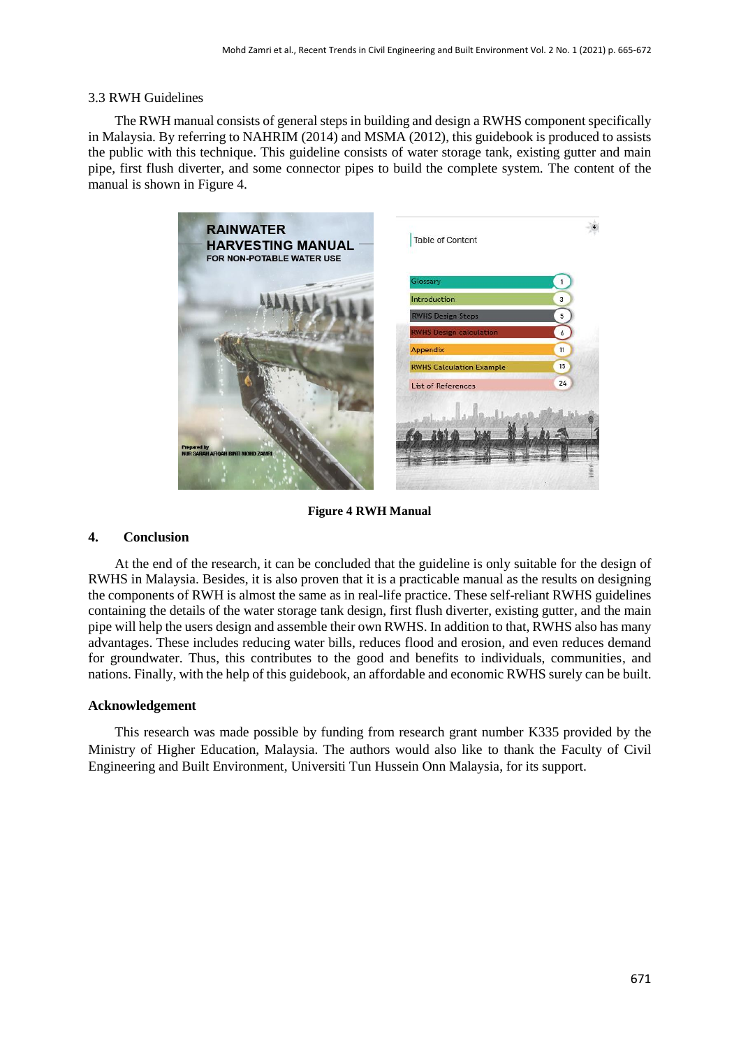### 3.3 RWH Guidelines

The RWH manual consists of general steps in building and design a RWHS component specifically in Malaysia. By referring to NAHRIM (2014) and MSMA (2012), this guidebook is produced to assists the public with this technique. This guideline consists of water storage tank, existing gutter and main pipe, first flush diverter, and some connector pipes to build the complete system. The content of the manual is shown in Figure 4.

**Figure 4 RWH Manual**

## 4. Conclusion

At the end of the research, it can be concluded that the guideline is only suitable for the design of RWHS in Malaysia. Besides, it is also proven that it is a practicable manual as the results on designing the components of RWH is almost the same as in real-life practice. These self-reliant RWHS guidelines containing the details of the water storage tank design, first flush diverter, existing gutter, and the main pipe will help the users design and assemble their own RWHS. In addition to that, RWHS also has many advantages. These includes reducing water bills, reduces flood and erosion, and even reduces demand for groundwater. Thus, this contributes to the good and benefits to individuals, communities, and nations. Finally, with the help of this guidebook, an affordable and economic RWHS surely can be built.

## Acknowledgement

This research was made possible by funding from research grant number K335 provided by the Ministry of Higher Education, Malaysia. The authors would also like to thank the Faculty of Civil Engineering and Built Environment, Universiti Tun Hussein Onn Malaysia, for its support.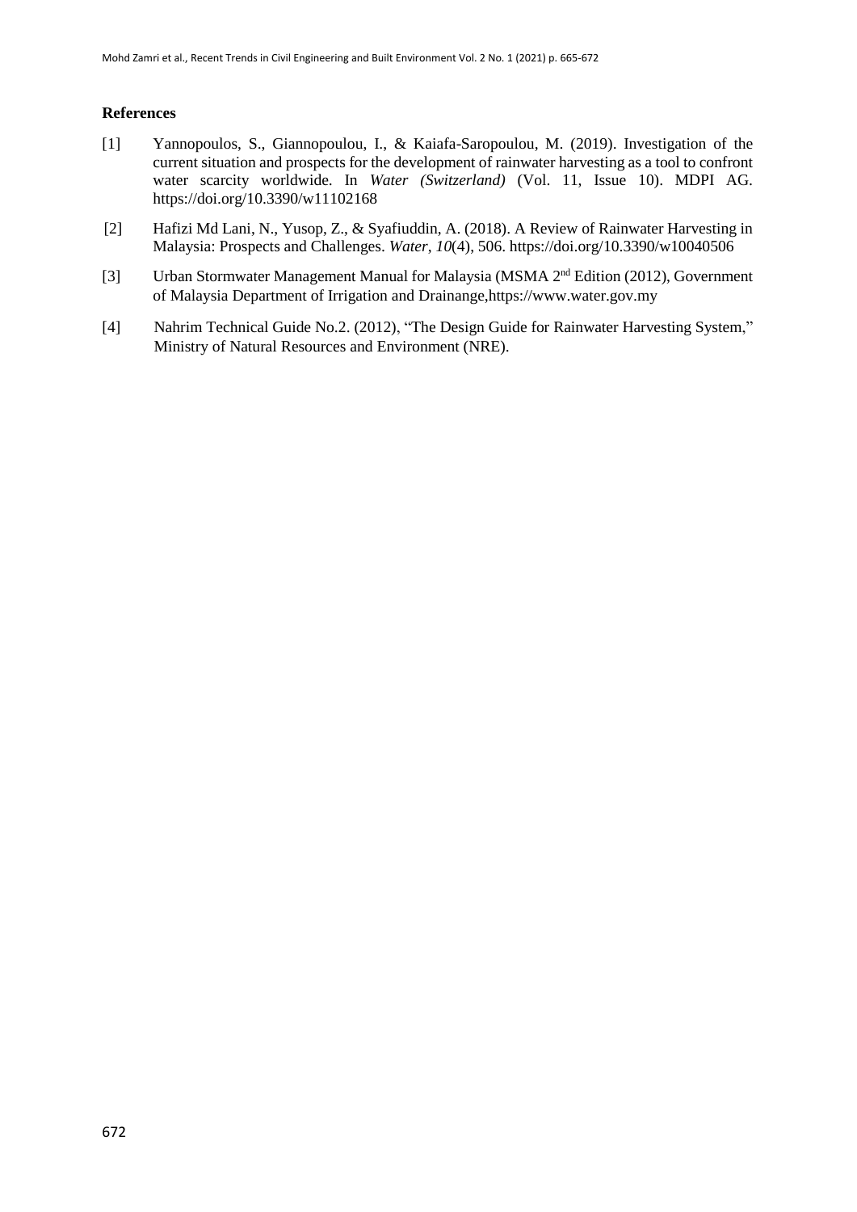**References**

[1] Yannopoulos, S., Giannopoulou, I., & Kaiafa-Saropoulou, M. (2019). Investigation of the current situation and prospects for the development of rainwater harvesting as a tool to confront water scarcity worldwide. In *Water (Switzerland)* (Vol. 11, Issue 10). MDPI AG. https://doi.org/10.3390/w11102168

[2] Hafizi Md Lani, N., Yusop, Z., & Syafiuddin, A. (2018). A Review of Rainwater Harvesting in Malaysia: Prospects and Challenges. *Water*, *10*(4), 506. https://doi.org/10.3390/w10040506

[3] Urban Stormwater Management Manual for Malaysia (MSMA 2nd Edition (2012), Government of Malaysia Department of Irrigation and Drainange,https://www.water.gov.my

[4] Nahrim Technical Guide No.2. (2012), "The Design Guide for Rainwater Harvesting System," Ministry of Natural Resources and Environment (NRE).